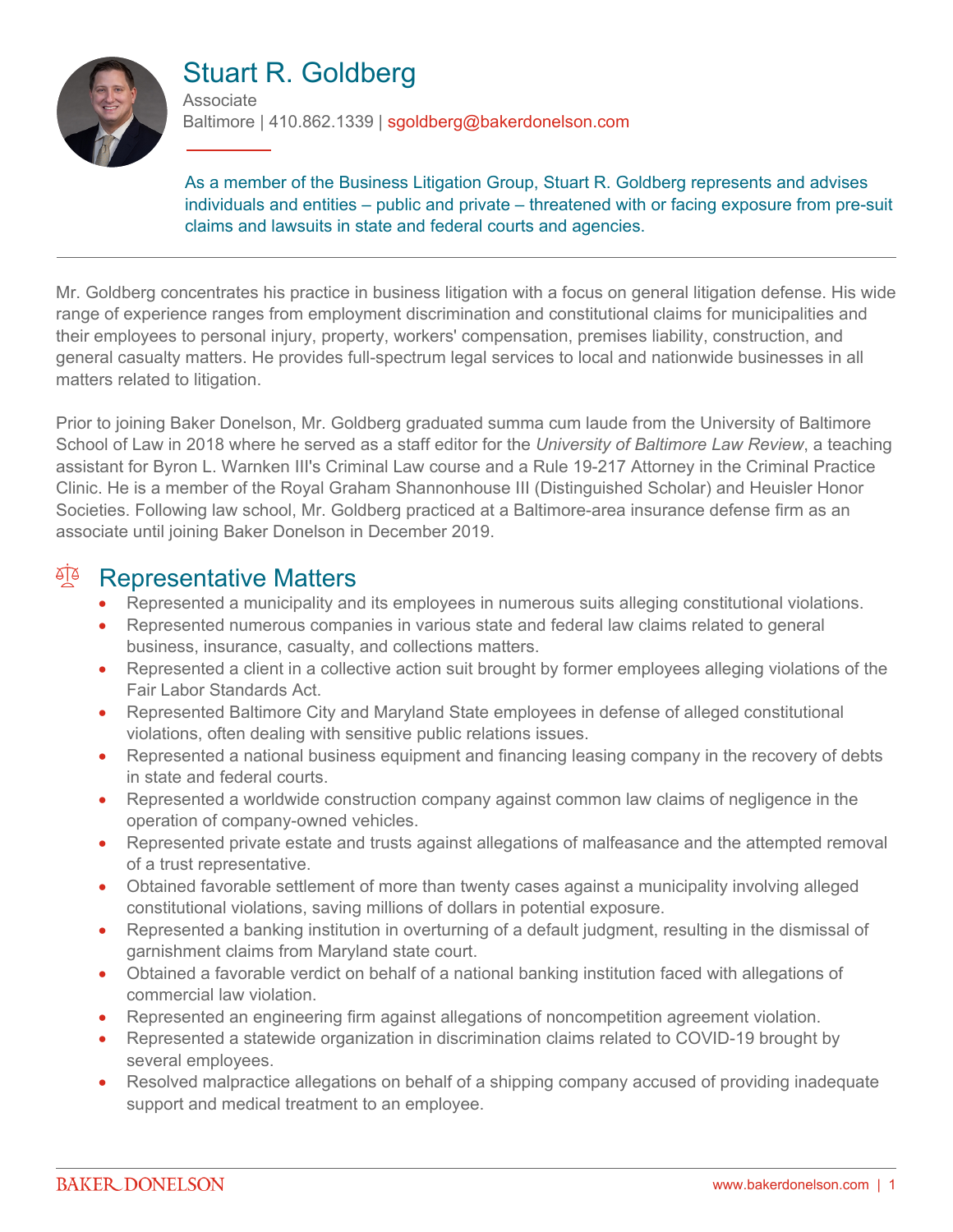# Stuart R. Goldberg

Associate

Baltimore | 410.862.1339 | sgoldberg@bakerdonelson.com

As a member of the Business Litigation Group, Stuart R. Goldberg represents and advises individuals and entities – public and private – threatened with or facing exposure from pre-suit claims and lawsuits in state and federal courts and agencies.

---

Mr. Goldberg concentrates his practice in business litigation with a focus on general litigation defense. His wide range of experience ranges from employment discrimination and constitutional claims for municipalities and their employees to personal injury, property, workers' compensation, premises liability, construction, and general casualty matters. He provides full-spectrum legal services to local and nationwide businesses in all matters related to litigation.

Prior to joining Baker Donelson, Mr. Goldberg graduated summa cum laude from the University of Baltimore School of Law in 2018 where he served as a staff editor for the *University of Baltimore Law Review*, a teaching assistant for Byron L. Warnken III's Criminal Law course and a Rule 19-217 Attorney in the Criminal Practice Clinic. He is a member of the Royal Graham Shannonhouse III (Distinguished Scholar) and Heuisler Honor Societies. Following law school, Mr. Goldberg practiced at a Baltimore-area insurance defense firm as an associate until joining Baker Donelson in December 2019.

## Representative Matters

- Represented a municipality and its employees in numerous suits alleging constitutional violations.
- Represented numerous companies in various state and federal law claims related to general business, insurance, casualty, and collections matters.
- Represented a client in a collective action suit brought by former employees alleging violations of the Fair Labor Standards Act.
- Represented Baltimore City and Maryland State employees in defense of alleged constitutional violations, often dealing with sensitive public relations issues.
- Represented a national business equipment and financing leasing company in the recovery of debts in state and federal courts.
- Represented a worldwide construction company against common law claims of negligence in the operation of company-owned vehicles.
- Represented private estate and trusts against allegations of malfeasance and the attempted removal of a trust representative.
- Obtained favorable settlement of more than twenty cases against a municipality involving alleged constitutional violations, saving millions of dollars in potential exposure.
- Represented a banking institution in overturning of a default judgment, resulting in the dismissal of garnishment claims from Maryland state court.
- Obtained a favorable verdict on behalf of a national banking institution faced with allegations of commercial law violation.
- Represented an engineering firm against allegations of noncompetition agreement violation.
- Represented a statewide organization in discrimination claims related to COVID-19 brought by several employees.
- Resolved malpractice allegations on behalf of a shipping company accused of providing inadequate support and medical treatment to an employee.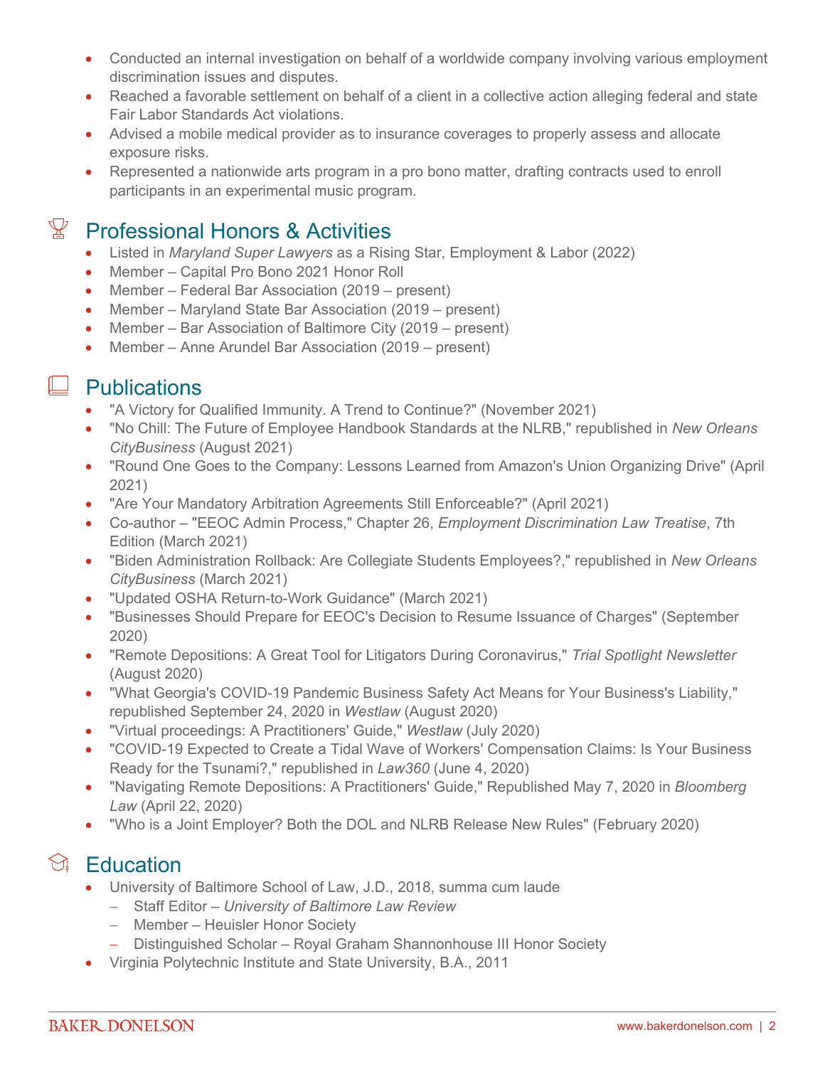- Conducted an internal investigation on behalf of a worldwide company involving various employment discrimination issues and disputes.
- Reached a favorable settlement on behalf of a client in a collective action alleging federal and state Fair Labor Standards Act violations.
- Advised a mobile medical provider as to insurance coverages to properly assess and allocate exposure risks.
- Represented a nationwide arts program in a pro bono matter, drafting contracts used to enroll participants in an experimental music program.

## Professional Honors & Activities

- Listed in *Maryland Super Lawyers* as a Rising Star, Employment & Labor (2022)
- Member – Capital Pro Bono 2021 Honor Roll
- Member – Federal Bar Association (2019 – present)
- Member – Maryland State Bar Association (2019 – present)
- Member – Bar Association of Baltimore City (2019 – present)
- Member – Anne Arundel Bar Association (2019 – present)

## Publications

- "A Victory for Qualified Immunity. A Trend to Continue?" (November 2021)
- "No Chill: The Future of Employee Handbook Standards at the NLRB," republished in *New Orleans CityBusiness* (August 2021)
- "Round One Goes to the Company: Lessons Learned from Amazon's Union Organizing Drive" (April 2021)
- "Are Your Mandatory Arbitration Agreements Still Enforceable?" (April 2021)
- Co-author – "EEOC Admin Process," Chapter 26, *Employment Discrimination Law Treatise*, 7th Edition (March 2021)
- "Biden Administration Rollback: Are Collegiate Students Employees?," republished in *New Orleans CityBusiness* (March 2021)
- "Updated OSHA Return-to-Work Guidance" (March 2021)
- "Businesses Should Prepare for EEOC's Decision to Resume Issuance of Charges" (September 2020)
- "Remote Depositions: A Great Tool for Litigators During Coronavirus," *Trial Spotlight Newsletter* (August 2020)
- "What Georgia's COVID-19 Pandemic Business Safety Act Means for Your Business's Liability," republished September 24, 2020 in *Westlaw* (August 2020)
- "Virtual proceedings: A Practitioners' Guide," *Westlaw* (July 2020)
- "COVID-19 Expected to Create a Tidal Wave of Workers' Compensation Claims: Is Your Business Ready for the Tsunami?," republished in *Law360* (June 4, 2020)
- "Navigating Remote Depositions: A Practitioners' Guide," Republished May 7, 2020 in *Bloomberg Law* (April 22, 2020)
- "Who is a Joint Employer? Both the DOL and NLRB Release New Rules" (February 2020)

## Education

- University of Baltimore School of Law, J.D., 2018, summa cum laude
  - Staff Editor – *University of Baltimore Law Review*
  - Member – Heuisler Honor Society
  - Distinguished Scholar – Royal Graham Shannonhouse III Honor Society
- Virginia Polytechnic Institute and State University, B.A., 2011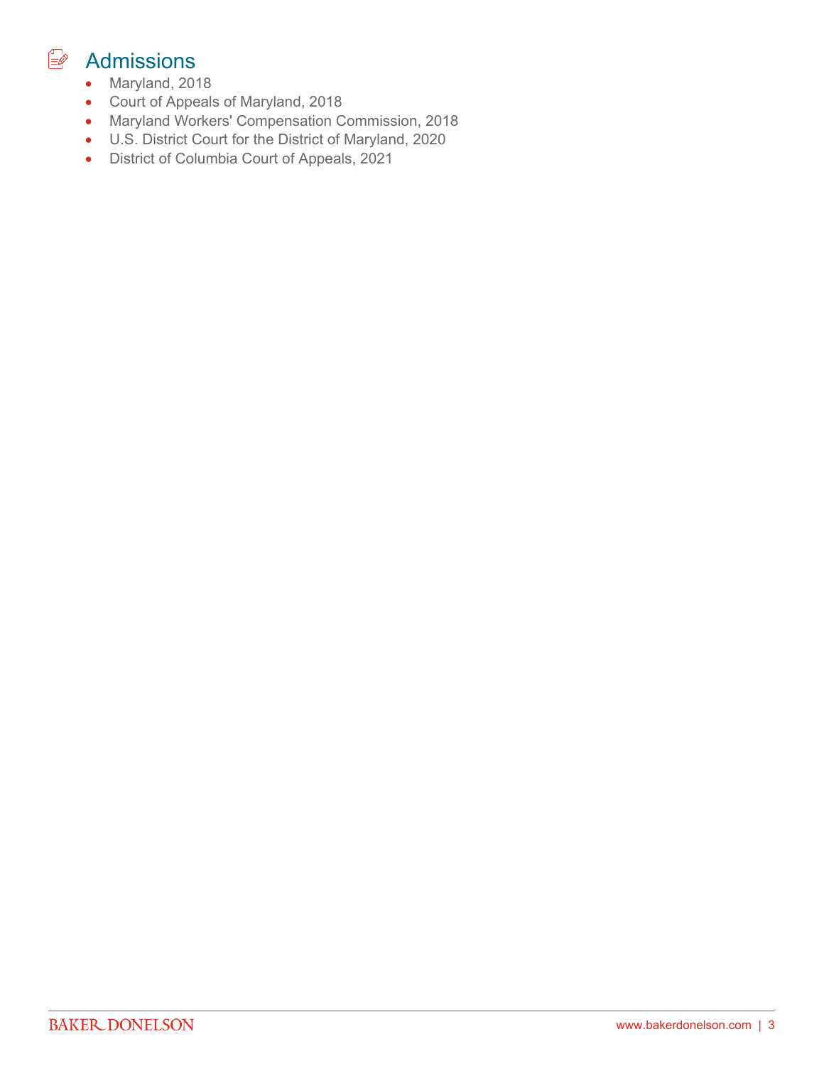## Admissions

- Maryland, 2018
- Court of Appeals of Maryland, 2018
- Maryland Workers' Compensation Commission, 2018
- U.S. District Court for the District of Maryland, 2020
- District of Columbia Court of Appeals, 2021